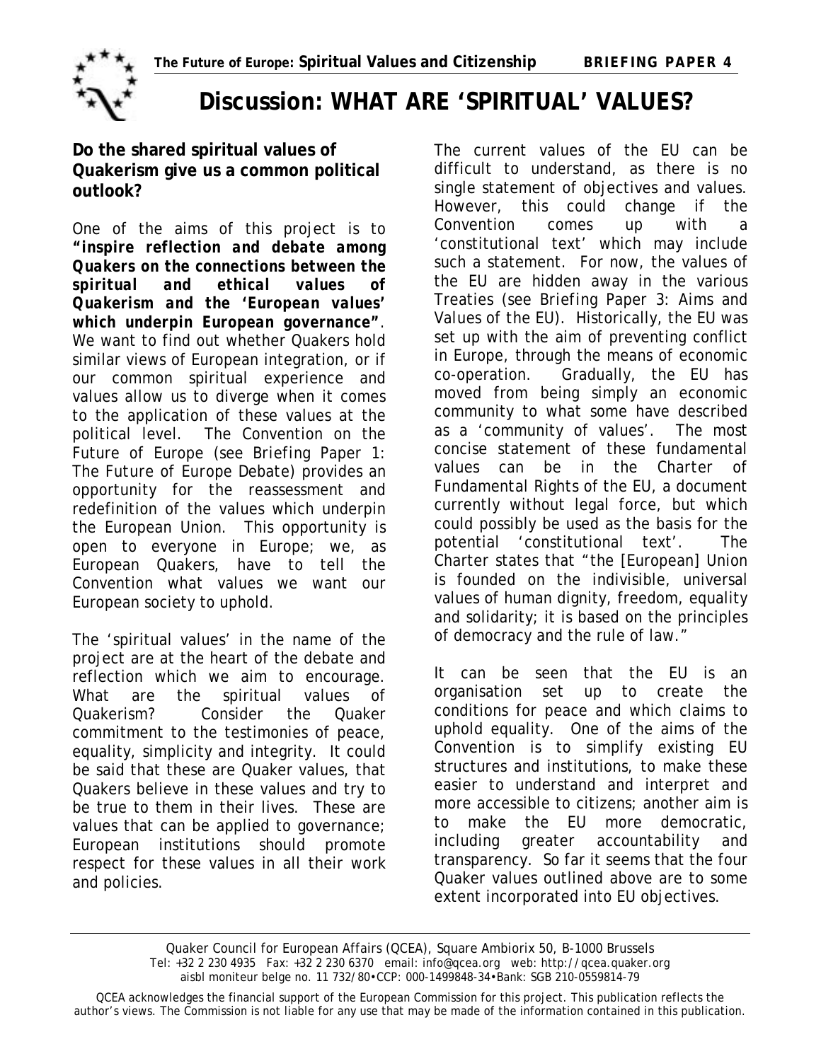# Discussion: WHAT ARE 'SPIRITUAL' VALUES?

**Do the shared spiritual values of Quakerism give us a common political outlook?**

One of the aims of this project is to ***"inspire reflection and debate among Quakers on the connections between the spiritual and ethical values of Quakerism and the 'European values' which underpin European governance"***. We want to find out whether Quakers hold similar views of European integration, or if our common spiritual experience and values allow us to diverge when it comes to the application of these values at the political level. The Convention on the Future of Europe (see *Briefing Paper 1: The Future of Europe Debate*) provides an opportunity for the reassessment and redefinition of the values which underpin the European Union. This opportunity is open to everyone in Europe; we, as European Quakers, have to tell the Convention what values we want our European society to uphold.

The 'spiritual values' in the name of the project are at the heart of the debate and reflection which we aim to encourage. What are the spiritual values of Quakerism? Consider the Quaker commitment to the testimonies of peace, equality, simplicity and integrity. It could be said that these are Quaker values, that Quakers believe in these values and try to be true to them in their lives. These are values that can be applied to governance; European institutions should promote respect for these values in all their work and policies.

The current values of the EU can be difficult to understand, as there is no single statement of objectives and values. However, this could change if the Convention comes up with a 'constitutional text' which may include such a statement. For now, the values of the EU are hidden away in the various Treaties (see *Briefing Paper 3: Aims and Values of the EU*). Historically, the EU was set up with the aim of preventing conflict in Europe, through the means of economic co-operation. Gradually, the EU has moved from being simply an economic community to what some have described as a 'community of values'. The most concise statement of these fundamental values can be in the Charter of Fundamental Rights of the EU, a document currently without legal force, but which could possibly be used as the basis for the potential 'constitutional text'. The Charter states that "the [European] Union is founded on the indivisible, universal values of human dignity, freedom, equality and solidarity; it is based on the principles of democracy and the rule of law."

It can be seen that the EU is an organisation set up to create the conditions for peace and which claims to uphold equality. One of the aims of the Convention is to simplify existing EU structures and institutions, to make these easier to understand and interpret and more accessible to citizens; another aim is to make the EU more democratic, including greater accountability and transparency. So far it seems that the four Quaker values outlined above are to some extent incorporated into EU objectives.

Quaker Council for European Affairs (QCEA), Square Ambiorix 50, B-1000 Brussels
Tel: +32 2 230 4935 Fax: +32 2 230 6370 email: info@qcea.org web: http://qcea.quaker.org
aisbl moniteur belge no. 11 732/80•CCP: 000-1499848-34•Bank: SGB 210-0559814-79

QCEA acknowledges the financial support of the European Commission for this project. This publication reflects the author's views. The Commission is not liable for any use that may be made of the information contained in this publication.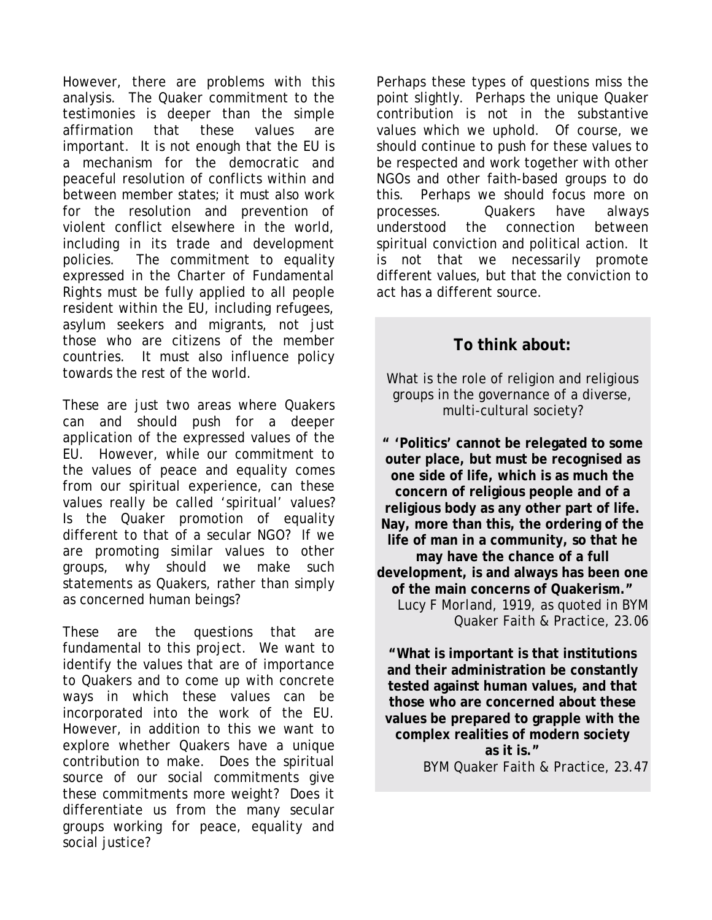However, there are problems with this analysis. The Quaker commitment to the testimonies is deeper than the simple affirmation that these values are important. It is not enough that the EU is a mechanism for the democratic and peaceful resolution of conflicts within and between member states; it must also work for the resolution and prevention of violent conflict elsewhere in the world, including in its trade and development policies. The commitment to equality expressed in the Charter of Fundamental Rights must be fully applied to all people resident within the EU, including refugees, asylum seekers and migrants, not just those who are citizens of the member countries. It must also influence policy towards the rest of the world.

These are just two areas where Quakers can and should push for a deeper application of the expressed values of the EU. However, while our commitment to the values of peace and equality comes from our spiritual experience, can these values really be called 'spiritual' values? Is the Quaker promotion of equality different to that of a secular NGO? If we are promoting similar values to other groups, why should we make such statements as Quakers, rather than simply as concerned human beings?

These are the questions that are fundamental to this project. We want to identify the values that are of importance to Quakers and to come up with concrete ways in which these values can be incorporated into the work of the EU. However, in addition to this we want to explore whether Quakers have a unique contribution to make. Does the spiritual source of our social commitments give these commitments more weight? Does it differentiate us from the many secular groups working for peace, equality and social justice?

Perhaps these types of questions miss the point slightly. Perhaps the unique Quaker contribution is not in the substantive values which we uphold. Of course, we should continue to push for these values to be respected and work together with other NGOs and other faith-based groups to do this. Perhaps we should focus more on processes. Quakers have always understood the connection between spiritual conviction and political action. It is not that we necessarily promote different values, but that the conviction to act has a different source.

### To think about:

What is the role of religion and religious groups in the governance of a diverse, multi-cultural society?

**" 'Politics' cannot be relegated to some outer place, but must be recognised as one side of life, which is as much the concern of religious people and of a religious body as any other part of life. Nay, more than this, the ordering of the life of man in a community, so that he may have the chance of a full development, is and always has been one of the main concerns of Quakerism."**

Lucy F Morland, 1919, as quoted in BYM Quaker Faith & Practice, 23.06

**"What is important is that institutions and their administration be constantly tested against human values, and that those who are concerned about these values be prepared to grapple with the complex realities of modern society as it is."**

BYM Quaker Faith & Practice, 23.47